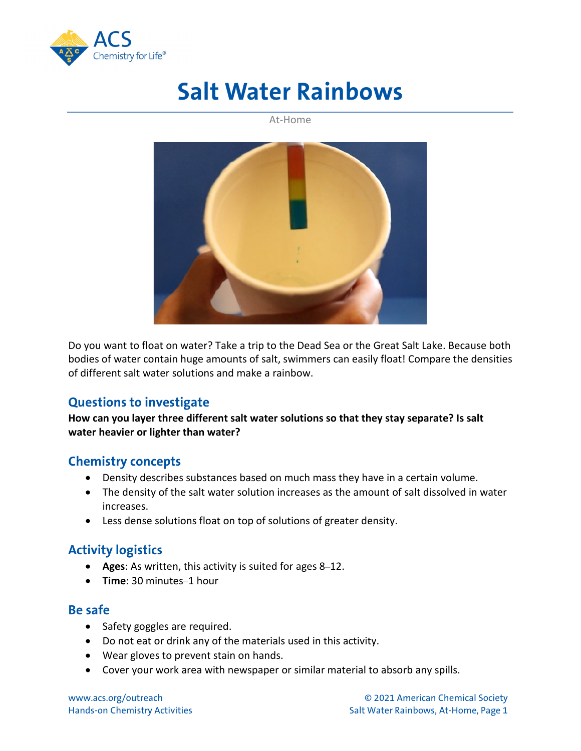# Salt Water Rainbows

At-Home

Do you want to float on water? Take a trip to the Dead Sea or the Great Salt Lake. Because both bodies of water contain huge amounts of salt, swimmers can easily float! Compare the densities of different salt water solutions and make a rainbow.

## Questions to investigate

**How can you layer three different salt water solutions so that they stay separate? Is salt water heavier or lighter than water?**

## Chemistry concepts

- Density describes substances based on much mass they have in a certain volume.
- The density of the salt water solution increases as the amount of salt dissolved in water increases.
- Less dense solutions float on top of solutions of greater density.

## Activity logistics

- **Ages**: As written, this activity is suited for ages 8–12.
- **Time**: 30 minutes–1 hour

## Be safe

- Safety goggles are required.
- Do not eat or drink any of the materials used in this activity.
- Wear gloves to prevent stain on hands.
- Cover your work area with newspaper or similar material to absorb any spills.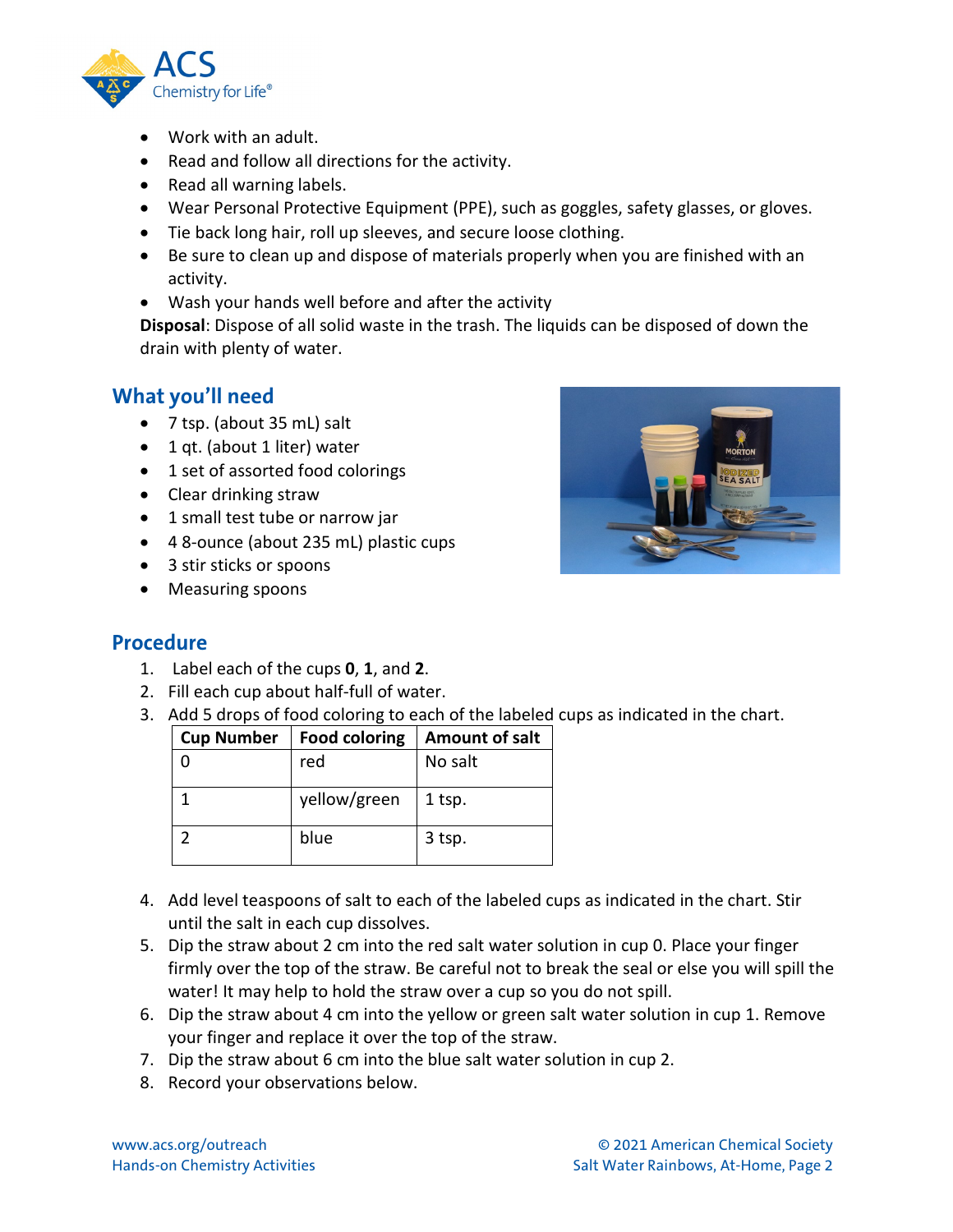- Work with an adult.
- Read and follow all directions for the activity.
- Read all warning labels.
- Wear Personal Protective Equipment (PPE), such as goggles, safety glasses, or gloves.
- Tie back long hair, roll up sleeves, and secure loose clothing.
- Be sure to clean up and dispose of materials properly when you are finished with an activity.
- Wash your hands well before and after the activity

**Disposal**: Dispose of all solid waste in the trash. The liquids can be disposed of down the drain with plenty of water.

## What you'll need

- 7 tsp. (about 35 mL) salt
- 1 qt. (about 1 liter) water
- 1 set of assorted food colorings
- Clear drinking straw
- 1 small test tube or narrow jar
- 4 8-ounce (about 235 mL) plastic cups
- 3 stir sticks or spoons
- Measuring spoons

## Procedure

1. Label each of the cups **0**, **1**, and **2**.
2. Fill each cup about half-full of water.
3. Add 5 drops of food coloring to each of the labeled cups as indicated in the chart.

| Cup Number | Food coloring | Amount of salt |
|---|---|---|
| 0 | red | No salt |
| 1 | yellow/green | 1 tsp. |
| 2 | blue | 3 tsp. |

4. Add level teaspoons of salt to each of the labeled cups as indicated in the chart. Stir until the salt in each cup dissolves.
5. Dip the straw about 2 cm into the red salt water solution in cup 0. Place your finger firmly over the top of the straw. Be careful not to break the seal or else you will spill the water! It may help to hold the straw over a cup so you do not spill.
6. Dip the straw about 4 cm into the yellow or green salt water solution in cup 1. Remove your finger and replace it over the top of the straw.
7. Dip the straw about 6 cm into the blue salt water solution in cup 2.
8. Record your observations below.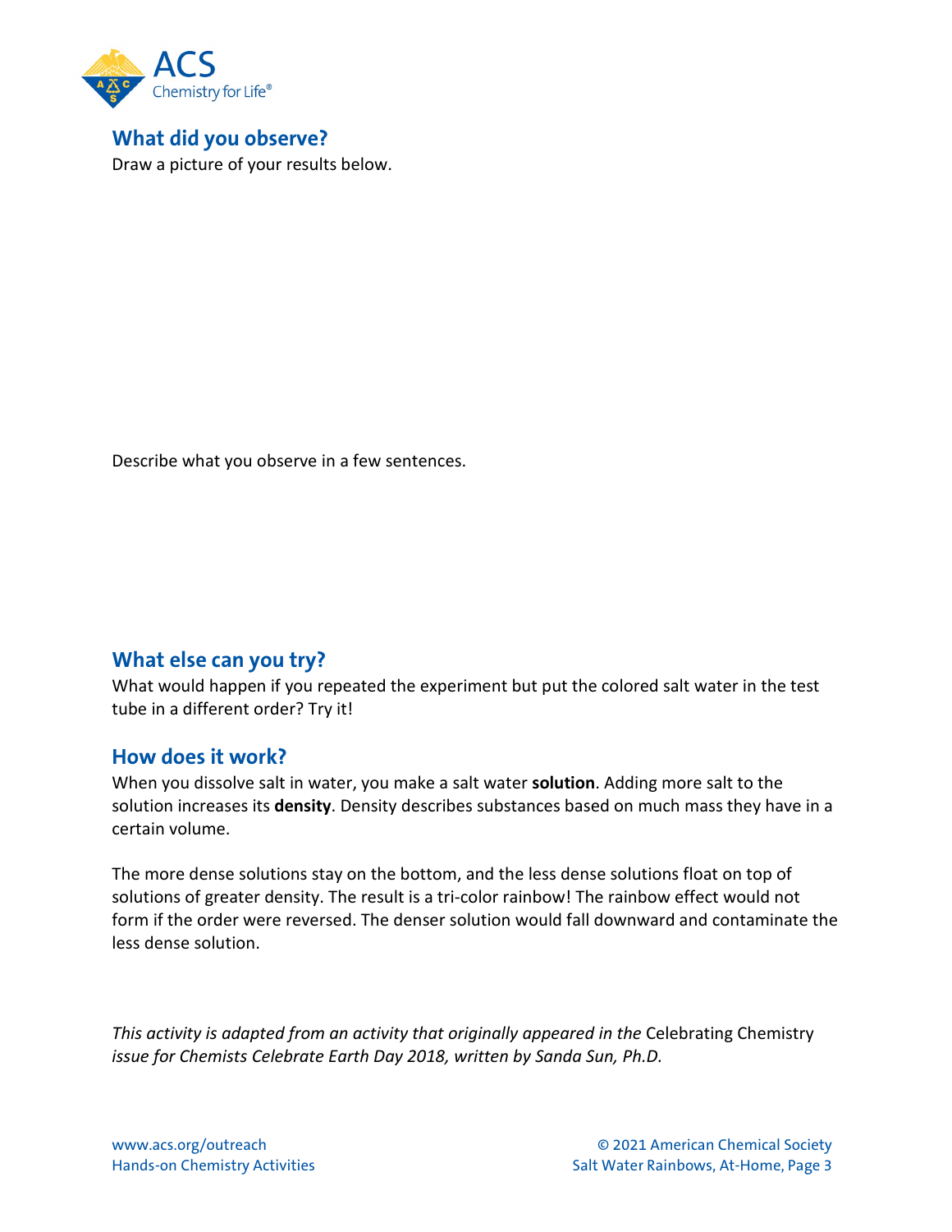## What did you observe?

Draw a picture of your results below.

Describe what you observe in a few sentences.

## What else can you try?

What would happen if you repeated the experiment but put the colored salt water in the test tube in a different order? Try it!

## How does it work?

When you dissolve salt in water, you make a salt water **solution**. Adding more salt to the solution increases its **density**. Density describes substances based on much mass they have in a certain volume.

The more dense solutions stay on the bottom, and the less dense solutions float on top of solutions of greater density. The result is a tri-color rainbow! The rainbow effect would not form if the order were reversed. The denser solution would fall downward and contaminate the less dense solution.

*This activity is adapted from an activity that originally appeared in the* Celebrating Chemistry *issue for Chemists Celebrate Earth Day 2018, written by Sanda Sun, Ph.D.*